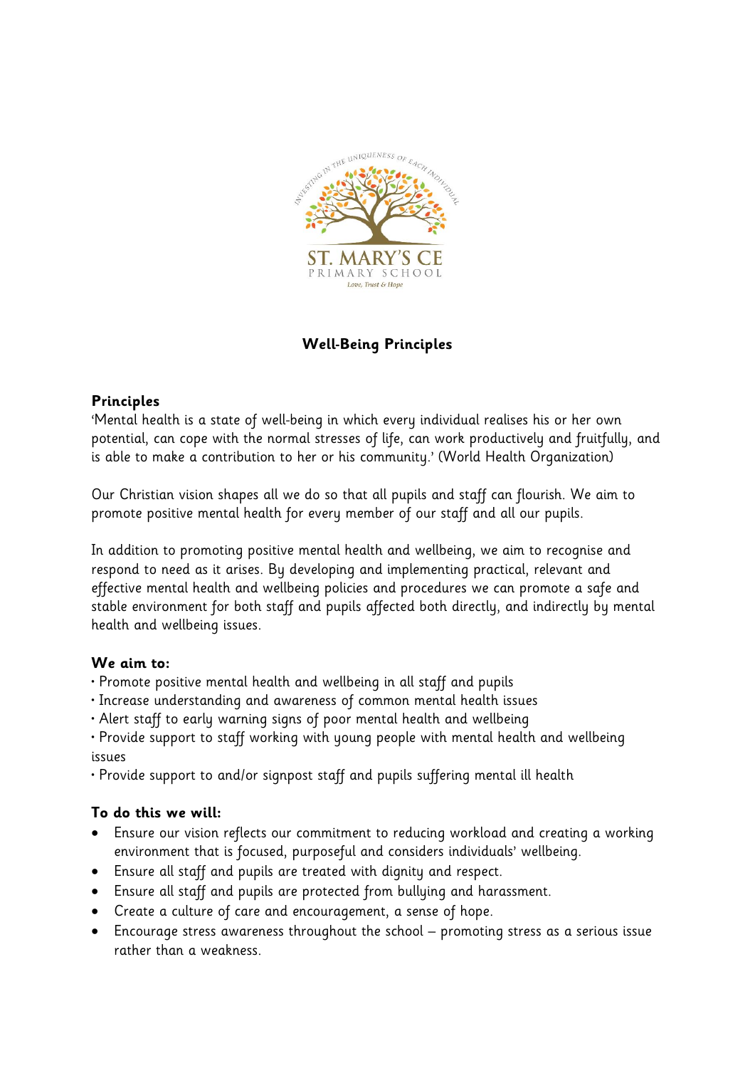# Well-Being Principles

## Principles

'Mental health is a state of well-being in which every individual realises his or her own potential, can cope with the normal stresses of life, can work productively and fruitfully, and is able to make a contribution to her or his community.' (World Health Organization)

Our Christian vision shapes all we do so that all pupils and staff can flourish. We aim to promote positive mental health for every member of our staff and all our pupils.

In addition to promoting positive mental health and wellbeing, we aim to recognise and respond to need as it arises. By developing and implementing practical, relevant and effective mental health and wellbeing policies and procedures we can promote a safe and stable environment for both staff and pupils affected both directly, and indirectly by mental health and wellbeing issues.

### We aim to:

- Promote positive mental health and wellbeing in all staff and pupils
- Increase understanding and awareness of common mental health issues
- Alert staff to early warning signs of poor mental health and wellbeing
- Provide support to staff working with young people with mental health and wellbeing issues
- Provide support to and/or signpost staff and pupils suffering mental ill health

### To do this we will:

- Ensure our vision reflects our commitment to reducing workload and creating a working environment that is focused, purposeful and considers individuals' wellbeing.
- Ensure all staff and pupils are treated with dignity and respect.
- Ensure all staff and pupils are protected from bullying and harassment.
- Create a culture of care and encouragement, a sense of hope.
- Encourage stress awareness throughout the school – promoting stress as a serious issue rather than a weakness.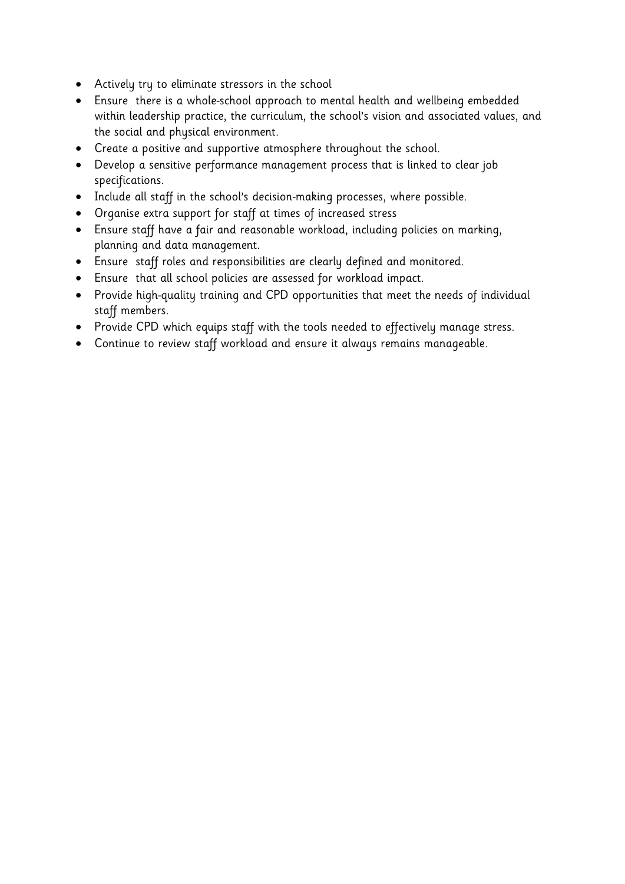- Actively try to eliminate stressors in the school
- Ensure there is a whole-school approach to mental health and wellbeing embedded within leadership practice, the curriculum, the school's vision and associated values, and the social and physical environment.
- Create a positive and supportive atmosphere throughout the school.
- Develop a sensitive performance management process that is linked to clear job specifications.
- Include all staff in the school's decision-making processes, where possible.
- Organise extra support for staff at times of increased stress
- Ensure staff have a fair and reasonable workload, including policies on marking, planning and data management.
- Ensure staff roles and responsibilities are clearly defined and monitored.
- Ensure that all school policies are assessed for workload impact.
- Provide high-quality training and CPD opportunities that meet the needs of individual staff members.
- Provide CPD which equips staff with the tools needed to effectively manage stress.
- Continue to review staff workload and ensure it always remains manageable.